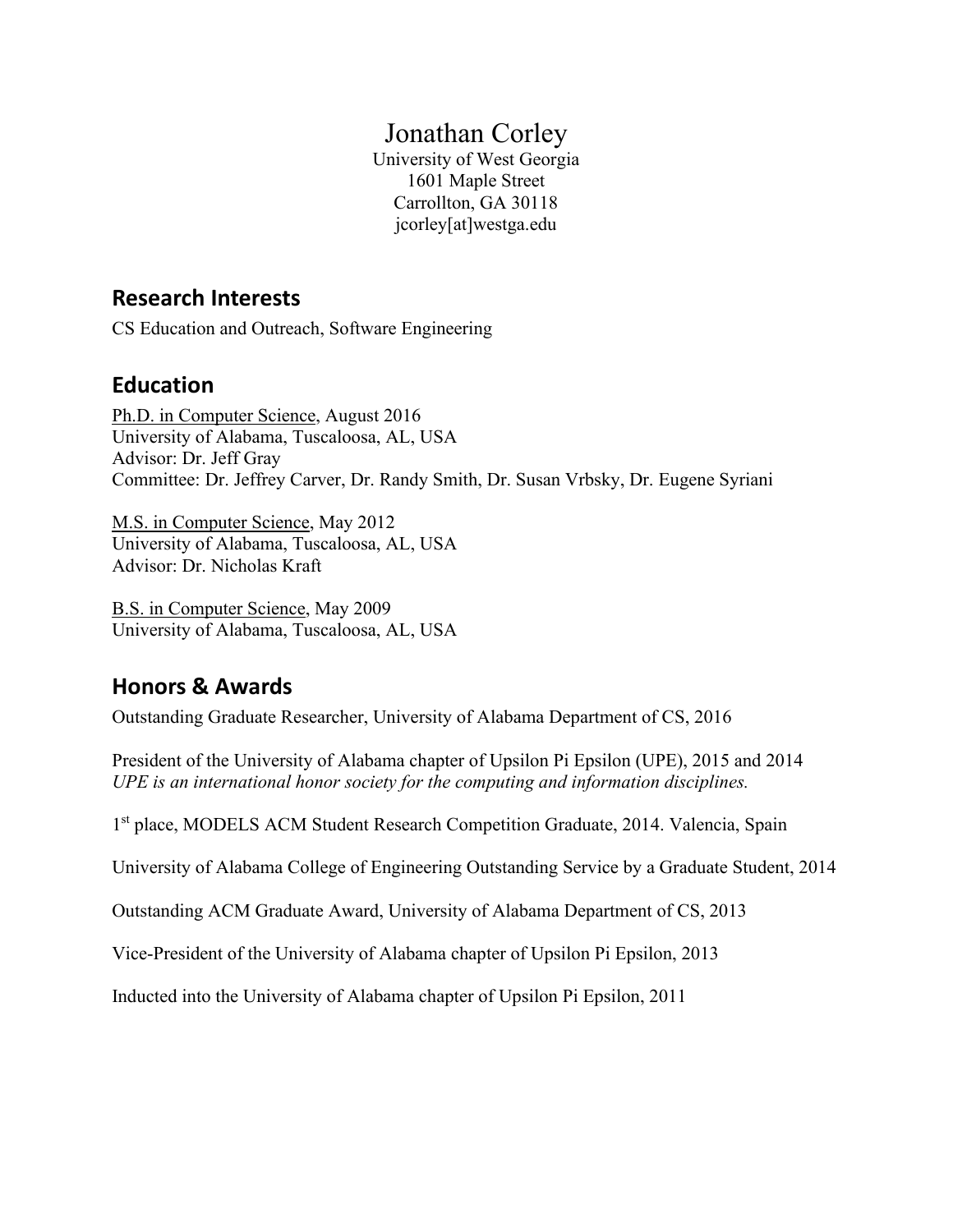# Jonathan Corley

University of West Georgia
1601 Maple Street
Carrollton, GA 30118
jcorley[at]westga.edu

## Research Interests

CS Education and Outreach, Software Engineering

## Education

Ph.D. in Computer Science, August 2016
University of Alabama, Tuscaloosa, AL, USA
Advisor: Dr. Jeff Gray
Committee: Dr. Jeffrey Carver, Dr. Randy Smith, Dr. Susan Vrbsky, Dr. Eugene Syriani

M.S. in Computer Science, May 2012
University of Alabama, Tuscaloosa, AL, USA
Advisor: Dr. Nicholas Kraft

B.S. in Computer Science, May 2009
University of Alabama, Tuscaloosa, AL, USA

## Honors & Awards

Outstanding Graduate Researcher, University of Alabama Department of CS, 2016

President of the University of Alabama chapter of Upsilon Pi Epsilon (UPE), 2015 and 2014
*UPE is an international honor society for the computing and information disciplines.*

1st place, MODELS ACM Student Research Competition Graduate, 2014. Valencia, Spain

University of Alabama College of Engineering Outstanding Service by a Graduate Student, 2014

Outstanding ACM Graduate Award, University of Alabama Department of CS, 2013

Vice-President of the University of Alabama chapter of Upsilon Pi Epsilon, 2013

Inducted into the University of Alabama chapter of Upsilon Pi Epsilon, 2011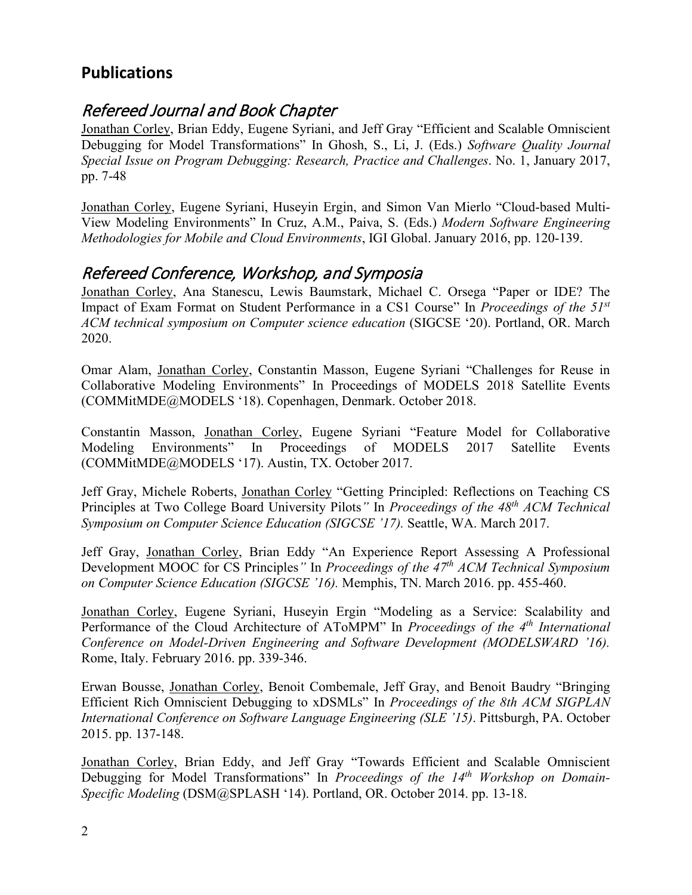## Publications

### *Refereed Journal and Book Chapter*

Jonathan Corley, Brian Eddy, Eugene Syriani, and Jeff Gray "Efficient and Scalable Omniscient Debugging for Model Transformations" In Ghosh, S., Li, J. (Eds.) *Software Quality Journal Special Issue on Program Debugging: Research, Practice and Challenges*. No. 1, January 2017, pp. 7-48

Jonathan Corley, Eugene Syriani, Huseyin Ergin, and Simon Van Mierlo "Cloud-based Multi-View Modeling Environments" In Cruz, A.M., Paiva, S. (Eds.) *Modern Software Engineering Methodologies for Mobile and Cloud Environments*, IGI Global. January 2016, pp. 120-139.

### *Refereed Conference, Workshop, and Symposia*

Jonathan Corley, Ana Stanescu, Lewis Baumstark, Michael C. Orsega "Paper or IDE? The Impact of Exam Format on Student Performance in a CS1 Course" In *Proceedings of the 51st ACM technical symposium on Computer science education* (SIGCSE '20). Portland, OR. March 2020.

Omar Alam, Jonathan Corley, Constantin Masson, Eugene Syriani "Challenges for Reuse in Collaborative Modeling Environments" In Proceedings of MODELS 2018 Satellite Events (COMMitMDE@MODELS '18). Copenhagen, Denmark. October 2018.

Constantin Masson, Jonathan Corley, Eugene Syriani "Feature Model for Collaborative Modeling Environments" In Proceedings of MODELS 2017 Satellite Events (COMMitMDE@MODELS '17). Austin, TX. October 2017.

Jeff Gray, Michele Roberts, Jonathan Corley "Getting Principled: Reflections on Teaching CS Principles at Two College Board University Pilots" In *Proceedings of the 48th ACM Technical Symposium on Computer Science Education (SIGCSE '17).* Seattle, WA. March 2017.

Jeff Gray, Jonathan Corley, Brian Eddy "An Experience Report Assessing A Professional Development MOOC for CS Principles" In *Proceedings of the 47th ACM Technical Symposium on Computer Science Education (SIGCSE '16).* Memphis, TN. March 2016. pp. 455-460.

Jonathan Corley, Eugene Syriani, Huseyin Ergin "Modeling as a Service: Scalability and Performance of the Cloud Architecture of AToMPM" In *Proceedings of the 4th International Conference on Model-Driven Engineering and Software Development (MODELSWARD '16).* Rome, Italy. February 2016. pp. 339-346.

Erwan Bousse, Jonathan Corley, Benoit Combemale, Jeff Gray, and Benoit Baudry "Bringing Efficient Rich Omniscient Debugging to xDSMLs" In *Proceedings of the 8th ACM SIGPLAN International Conference on Software Language Engineering (SLE '15)*. Pittsburgh, PA. October 2015. pp. 137-148.

Jonathan Corley, Brian Eddy, and Jeff Gray "Towards Efficient and Scalable Omniscient Debugging for Model Transformations" In *Proceedings of the 14th Workshop on Domain-Specific Modeling* (DSM@SPLASH '14). Portland, OR. October 2014. pp. 13-18.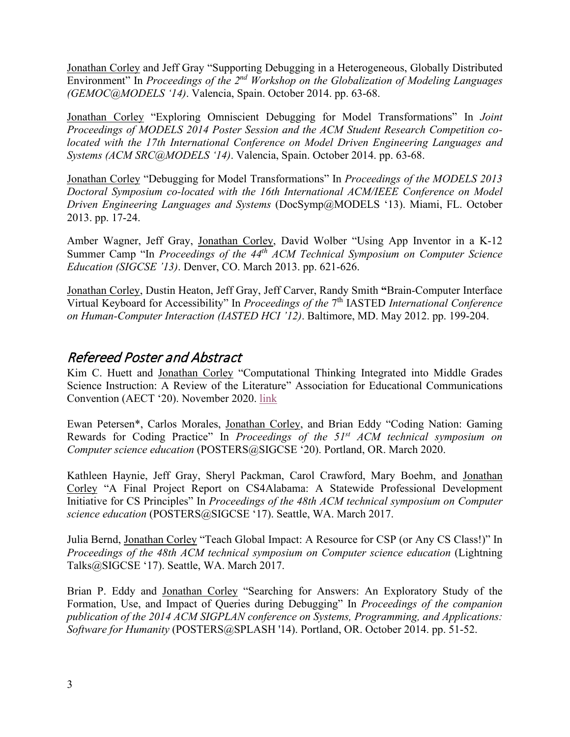Jonathan Corley and Jeff Gray "Supporting Debugging in a Heterogeneous, Globally Distributed Environment" In *Proceedings of the 2nd Workshop on the Globalization of Modeling Languages (GEMOC@MODELS '14)*. Valencia, Spain. October 2014. pp. 63-68.

Jonathan Corley "Exploring Omniscient Debugging for Model Transformations" In *Joint Proceedings of MODELS 2014 Poster Session and the ACM Student Research Competition co-located with the 17th International Conference on Model Driven Engineering Languages and Systems (ACM SRC@MODELS '14)*. Valencia, Spain. October 2014. pp. 63-68.

Jonathan Corley "Debugging for Model Transformations" In *Proceedings of the MODELS 2013 Doctoral Symposium co-located with the 16th International ACM/IEEE Conference on Model Driven Engineering Languages and Systems* (DocSymp@MODELS '13). Miami, FL. October 2013. pp. 17-24.

Amber Wagner, Jeff Gray, Jonathan Corley, David Wolber "Using App Inventor in a K-12 Summer Camp "In *Proceedings of the 44th ACM Technical Symposium on Computer Science Education (SIGCSE '13)*. Denver, CO. March 2013. pp. 621-626.

Jonathan Corley, Dustin Heaton, Jeff Gray, Jeff Carver, Randy Smith **"**Brain-Computer Interface Virtual Keyboard for Accessibility" In *Proceedings of the* 7th IASTED *International Conference on Human-Computer Interaction (IASTED HCI '12)*. Baltimore, MD. May 2012. pp. 199-204.

## Refereed Poster and Abstract

Kim C. Huett and Jonathan Corley "Computational Thinking Integrated into Middle Grades Science Instruction: A Review of the Literature" Association for Educational Communications Convention (AECT '20). November 2020. link

Ewan Petersen*, Carlos Morales, Jonathan Corley, and Brian Eddy "Coding Nation: Gaming Rewards for Coding Practice" In *Proceedings of the 51st ACM technical symposium on Computer science education* (POSTERS@SIGCSE '20). Portland, OR. March 2020.

Kathleen Haynie, Jeff Gray, Sheryl Packman, Carol Crawford, Mary Boehm, and Jonathan Corley "A Final Project Report on CS4Alabama: A Statewide Professional Development Initiative for CS Principles" In *Proceedings of the 48th ACM technical symposium on Computer science education* (POSTERS@SIGCSE '17). Seattle, WA. March 2017.

Julia Bernd, Jonathan Corley "Teach Global Impact: A Resource for CSP (or Any CS Class!)" In *Proceedings of the 48th ACM technical symposium on Computer science education* (Lightning Talks@SIGCSE '17). Seattle, WA. March 2017.

Brian P. Eddy and Jonathan Corley "Searching for Answers: An Exploratory Study of the Formation, Use, and Impact of Queries during Debugging" In *Proceedings of the companion publication of the 2014 ACM SIGPLAN conference on Systems, Programming, and Applications: Software for Humanity* (POSTERS@SPLASH '14). Portland, OR. October 2014. pp. 51-52.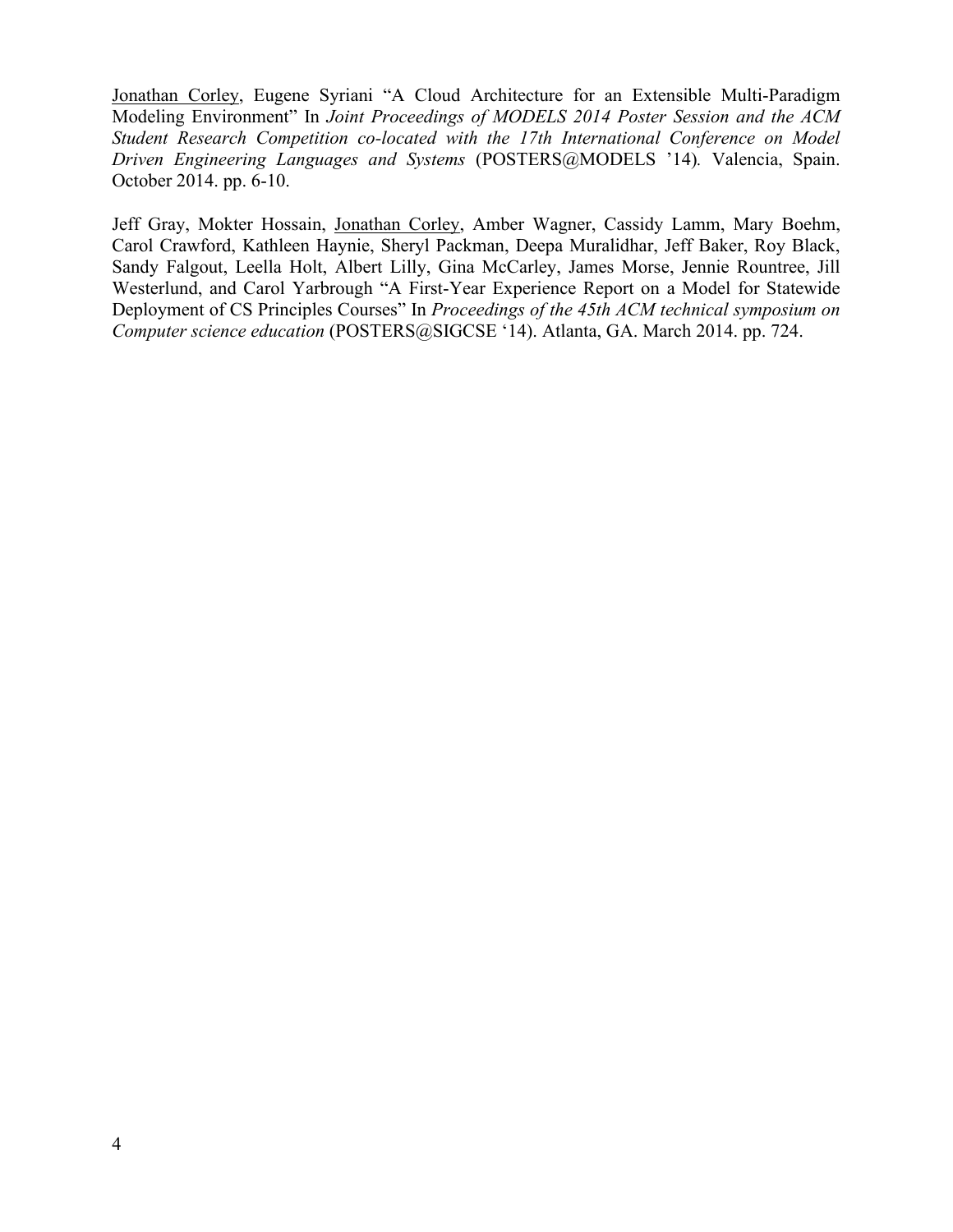Jonathan Corley, Eugene Syriani "A Cloud Architecture for an Extensible Multi-Paradigm Modeling Environment" In *Joint Proceedings of MODELS 2014 Poster Session and the ACM Student Research Competition co-located with the 17th International Conference on Model Driven Engineering Languages and Systems* (POSTERS@MODELS '14). Valencia, Spain. October 2014. pp. 6-10.

Jeff Gray, Mokter Hossain, Jonathan Corley, Amber Wagner, Cassidy Lamm, Mary Boehm, Carol Crawford, Kathleen Haynie, Sheryl Packman, Deepa Muralidhar, Jeff Baker, Roy Black, Sandy Falgout, Leella Holt, Albert Lilly, Gina McCarley, James Morse, Jennie Rountree, Jill Westerlund, and Carol Yarbrough "A First-Year Experience Report on a Model for Statewide Deployment of CS Principles Courses" In *Proceedings of the 45th ACM technical symposium on Computer science education* (POSTERS@SIGCSE '14). Atlanta, GA. March 2014. pp. 724.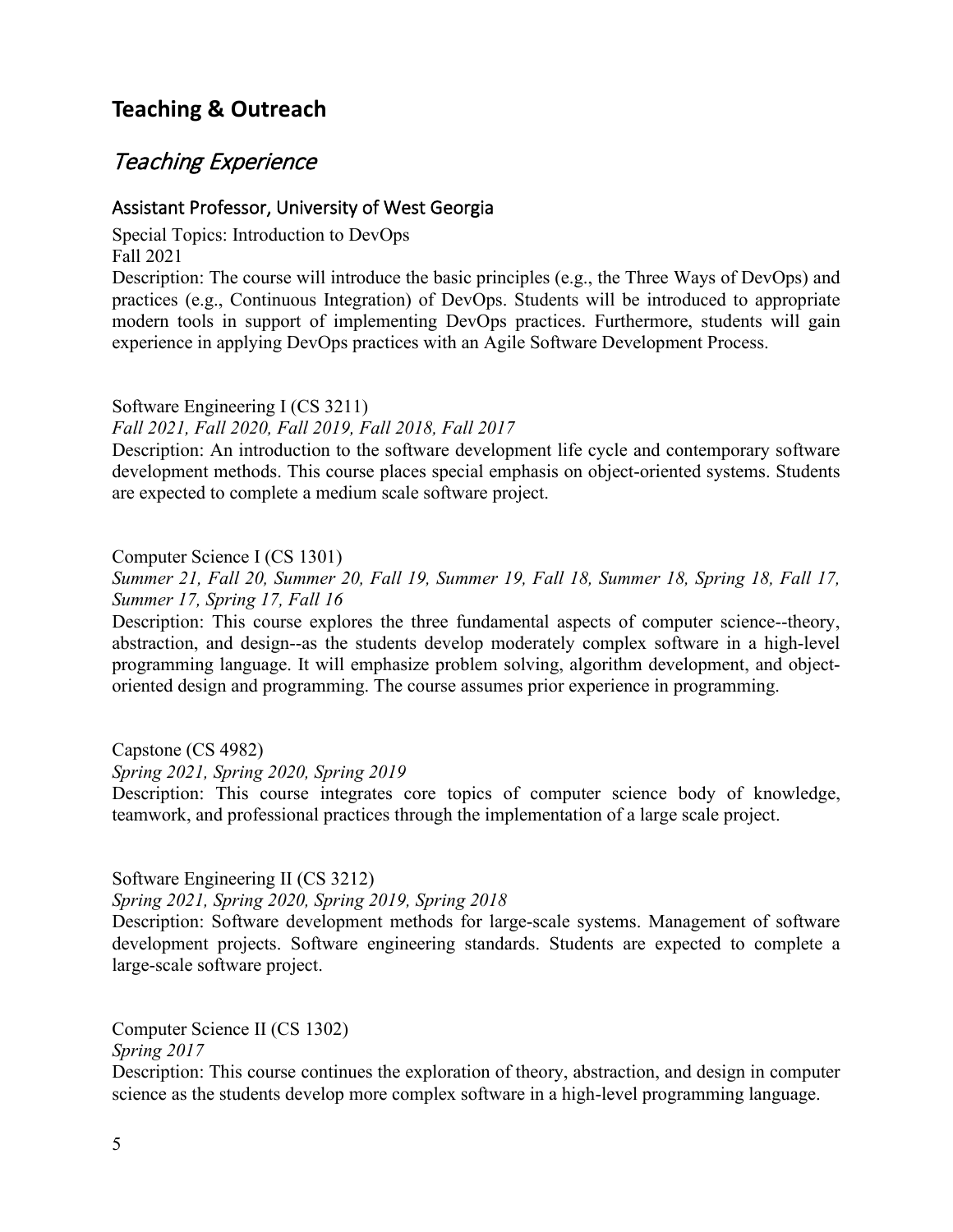## Teaching & Outreach

### *Teaching Experience*

#### Assistant Professor, University of West Georgia

Special Topics: Introduction to DevOps
Fall 2021
Description: The course will introduce the basic principles (e.g., the Three Ways of DevOps) and practices (e.g., Continuous Integration) of DevOps. Students will be introduced to appropriate modern tools in support of implementing DevOps practices. Furthermore, students will gain experience in applying DevOps practices with an Agile Software Development Process.

Software Engineering I (CS 3211)
*Fall 2021, Fall 2020, Fall 2019, Fall 2018, Fall 2017*
Description: An introduction to the software development life cycle and contemporary software development methods. This course places special emphasis on object-oriented systems. Students are expected to complete a medium scale software project.

Computer Science I (CS 1301)
*Summer 21, Fall 20, Summer 20, Fall 19, Summer 19, Fall 18, Summer 18, Spring 18, Fall 17, Summer 17, Spring 17, Fall 16*
Description: This course explores the three fundamental aspects of computer science--theory, abstraction, and design--as the students develop moderately complex software in a high-level programming language. It will emphasize problem solving, algorithm development, and object-oriented design and programming. The course assumes prior experience in programming.

Capstone (CS 4982)
*Spring 2021, Spring 2020, Spring 2019*
Description: This course integrates core topics of computer science body of knowledge, teamwork, and professional practices through the implementation of a large scale project.

Software Engineering II (CS 3212)
*Spring 2021, Spring 2020, Spring 2019, Spring 2018*
Description: Software development methods for large-scale systems. Management of software development projects. Software engineering standards. Students are expected to complete a large-scale software project.

Computer Science II (CS 1302)
*Spring 2017*
Description: This course continues the exploration of theory, abstraction, and design in computer science as the students develop more complex software in a high-level programming language.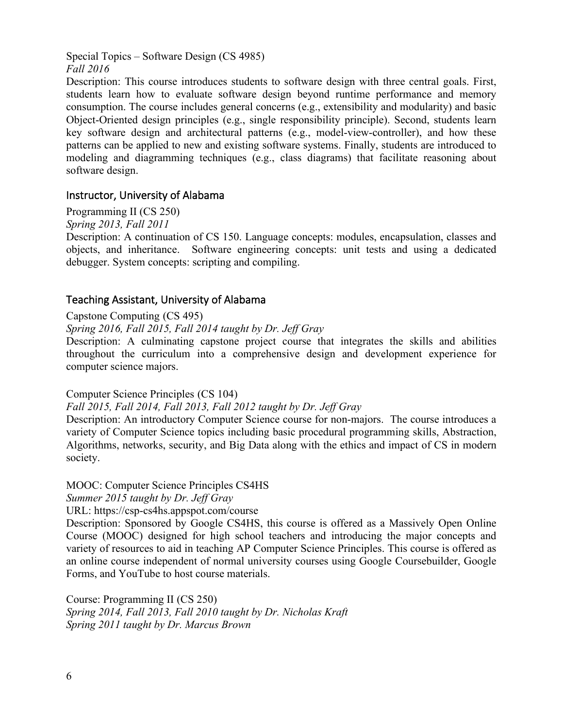Special Topics – Software Design (CS 4985)
*Fall 2016*
Description: This course introduces students to software design with three central goals. First, students learn how to evaluate software design beyond runtime performance and memory consumption. The course includes general concerns (e.g., extensibility and modularity) and basic Object-Oriented design principles (e.g., single responsibility principle). Second, students learn key software design and architectural patterns (e.g., model-view-controller), and how these patterns can be applied to new and existing software systems. Finally, students are introduced to modeling and diagramming techniques (e.g., class diagrams) that facilitate reasoning about software design.

## Instructor, University of Alabama

Programming II (CS 250)
*Spring 2013, Fall 2011*
Description: A continuation of CS 150. Language concepts: modules, encapsulation, classes and objects, and inheritance. Software engineering concepts: unit tests and using a dedicated debugger. System concepts: scripting and compiling.

## Teaching Assistant, University of Alabama

Capstone Computing (CS 495)
*Spring 2016, Fall 2015, Fall 2014 taught by Dr. Jeff Gray*
Description: A culminating capstone project course that integrates the skills and abilities throughout the curriculum into a comprehensive design and development experience for computer science majors.

Computer Science Principles (CS 104)
*Fall 2015, Fall 2014, Fall 2013, Fall 2012 taught by Dr. Jeff Gray*
Description: An introductory Computer Science course for non-majors. The course introduces a variety of Computer Science topics including basic procedural programming skills, Abstraction, Algorithms, networks, security, and Big Data along with the ethics and impact of CS in modern society.

MOOC: Computer Science Principles CS4HS
*Summer 2015 taught by Dr. Jeff Gray*
URL: https://csp-cs4hs.appspot.com/course
Description: Sponsored by Google CS4HS, this course is offered as a Massively Open Online Course (MOOC) designed for high school teachers and introducing the major concepts and variety of resources to aid in teaching AP Computer Science Principles. This course is offered as an online course independent of normal university courses using Google Coursebuilder, Google Forms, and YouTube to host course materials.

Course: Programming II (CS 250)
*Spring 2014, Fall 2013, Fall 2010 taught by Dr. Nicholas Kraft*
*Spring 2011 taught by Dr. Marcus Brown*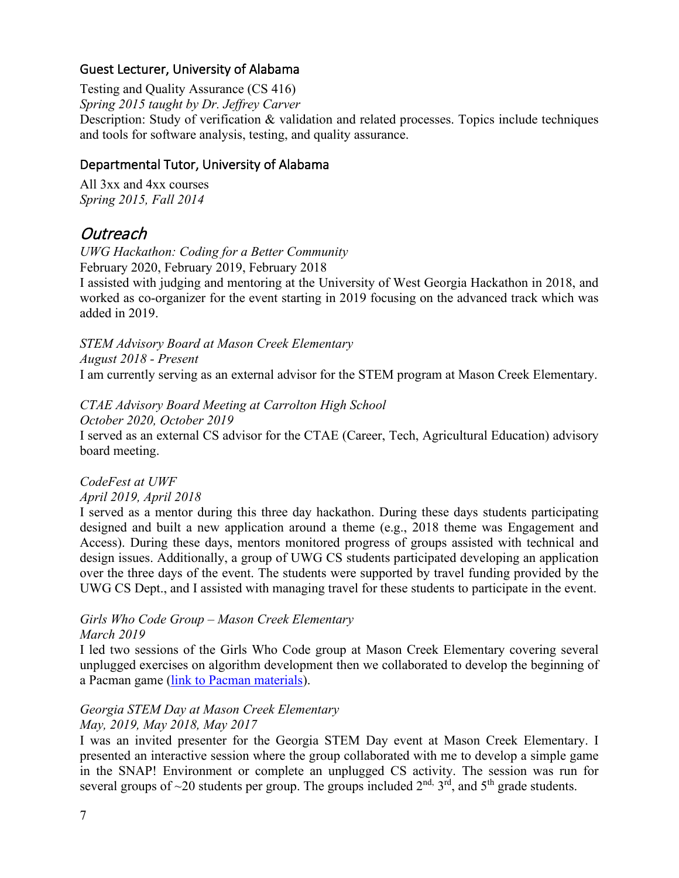### Guest Lecturer, University of Alabama

Testing and Quality Assurance (CS 416)
*Spring 2015 taught by Dr. Jeffrey Carver*
Description: Study of verification & validation and related processes. Topics include techniques and tools for software analysis, testing, and quality assurance.

### Departmental Tutor, University of Alabama

All 3xx and 4xx courses
*Spring 2015, Fall 2014*

## *Outreach*

*UWG Hackathon: Coding for a Better Community*
February 2020, February 2019, February 2018
I assisted with judging and mentoring at the University of West Georgia Hackathon in 2018, and worked as co-organizer for the event starting in 2019 focusing on the advanced track which was added in 2019.

*STEM Advisory Board at Mason Creek Elementary*
*August 2018 - Present*
I am currently serving as an external advisor for the STEM program at Mason Creek Elementary.

*CTAE Advisory Board Meeting at Carrolton High School*
*October 2020, October 2019*
I served as an external CS advisor for the CTAE (Career, Tech, Agricultural Education) advisory board meeting.

*CodeFest at UWF*
*April 2019, April 2018*
I served as a mentor during this three day hackathon. During these days students participating designed and built a new application around a theme (e.g., 2018 theme was Engagement and Access). During these days, mentors monitored progress of groups assisted with technical and design issues. Additionally, a group of UWG CS students participated developing an application over the three days of the event. The students were supported by travel funding provided by the UWG CS Dept., and I assisted with managing travel for these students to participate in the event.

*Girls Who Code Group – Mason Creek Elementary*
*March 2019*
I led two sessions of the Girls Who Code group at Mason Creek Elementary covering several unplugged exercises on algorithm development then we collaborated to develop the beginning of a Pacman game (link to Pacman materials).

*Georgia STEM Day at Mason Creek Elementary*
*May, 2019, May 2018, May 2017*
I was an invited presenter for the Georgia STEM Day event at Mason Creek Elementary. I presented an interactive session where the group collaborated with me to develop a simple game in the SNAP! Environment or complete an unplugged CS activity. The session was run for several groups of ~20 students per group. The groups included 2nd, 3rd, and 5th grade students.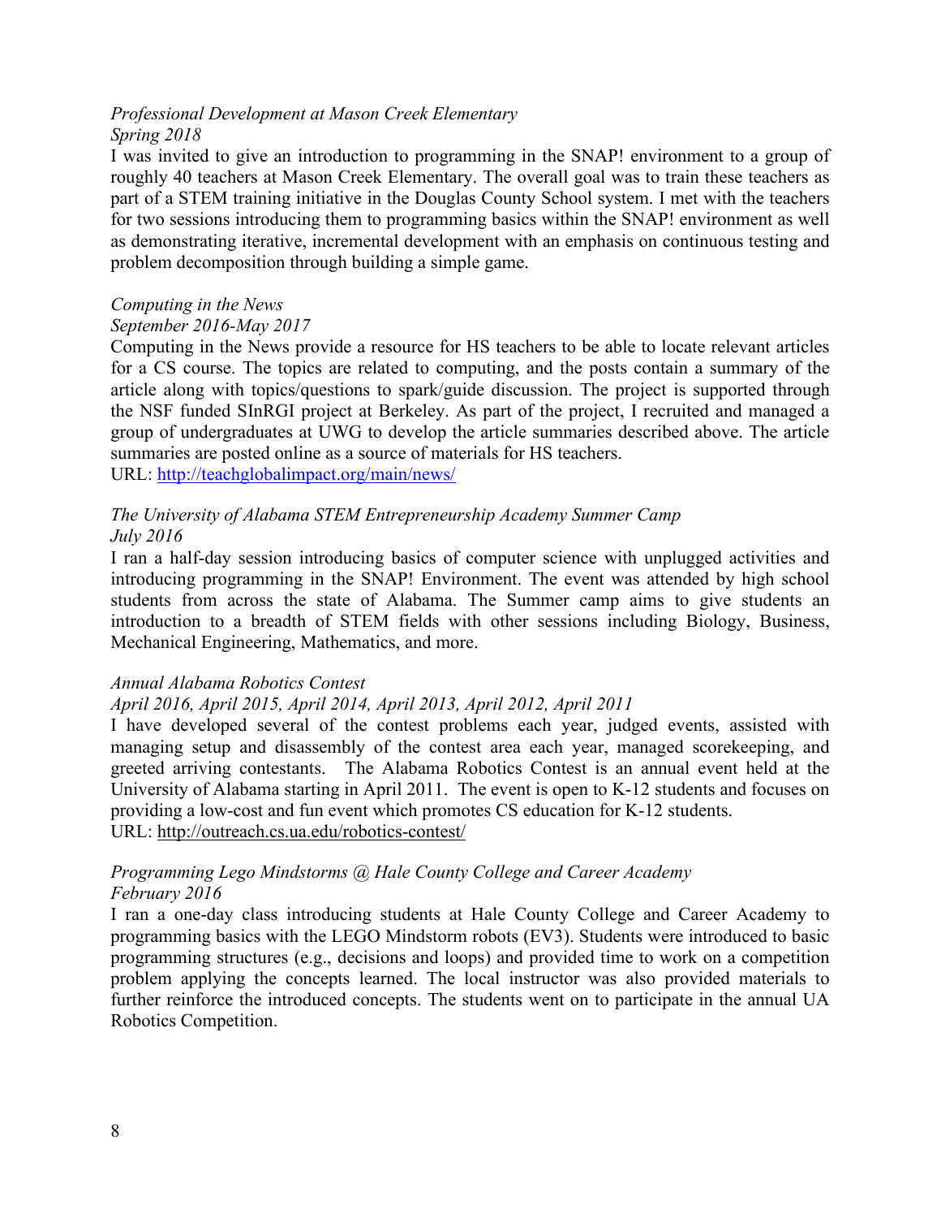*Professional Development at Mason Creek Elementary*
*Spring 2018*

I was invited to give an introduction to programming in the SNAP! environment to a group of roughly 40 teachers at Mason Creek Elementary. The overall goal was to train these teachers as part of a STEM training initiative in the Douglas County School system. I met with the teachers for two sessions introducing them to programming basics within the SNAP! environment as well as demonstrating iterative, incremental development with an emphasis on continuous testing and problem decomposition through building a simple game.

*Computing in the News*
*September 2016-May 2017*

Computing in the News provide a resource for HS teachers to be able to locate relevant articles for a CS course. The topics are related to computing, and the posts contain a summary of the article along with topics/questions to spark/guide discussion. The project is supported through the NSF funded SInRGI project at Berkeley. As part of the project, I recruited and managed a group of undergraduates at UWG to develop the article summaries described above. The article summaries are posted online as a source of materials for HS teachers.
URL: [http://teachglobalimpact.org/main/news/](http://teachglobalimpact.org/main/news/)

*The University of Alabama STEM Entrepreneurship Academy Summer Camp*
*July 2016*

I ran a half-day session introducing basics of computer science with unplugged activities and introducing programming in the SNAP! Environment. The event was attended by high school students from across the state of Alabama. The Summer camp aims to give students an introduction to a breadth of STEM fields with other sessions including Biology, Business, Mechanical Engineering, Mathematics, and more.

*Annual Alabama Robotics Contest*
*April 2016, April 2015, April 2014, April 2013, April 2012, April 2011*

I have developed several of the contest problems each year, judged events, assisted with managing setup and disassembly of the contest area each year, managed scorekeeping, and greeted arriving contestants. The Alabama Robotics Contest is an annual event held at the University of Alabama starting in April 2011. The event is open to K-12 students and focuses on providing a low-cost and fun event which promotes CS education for K-12 students.
URL: [http://outreach.cs.ua.edu/robotics-contest/](http://outreach.cs.ua.edu/robotics-contest/)

*Programming Lego Mindstorms @ Hale County College and Career Academy*
*February 2016*

I ran a one-day class introducing students at Hale County College and Career Academy to programming basics with the LEGO Mindstorm robots (EV3). Students were introduced to basic programming structures (e.g., decisions and loops) and provided time to work on a competition problem applying the concepts learned. The local instructor was also provided materials to further reinforce the introduced concepts. The students went on to participate in the annual UA Robotics Competition.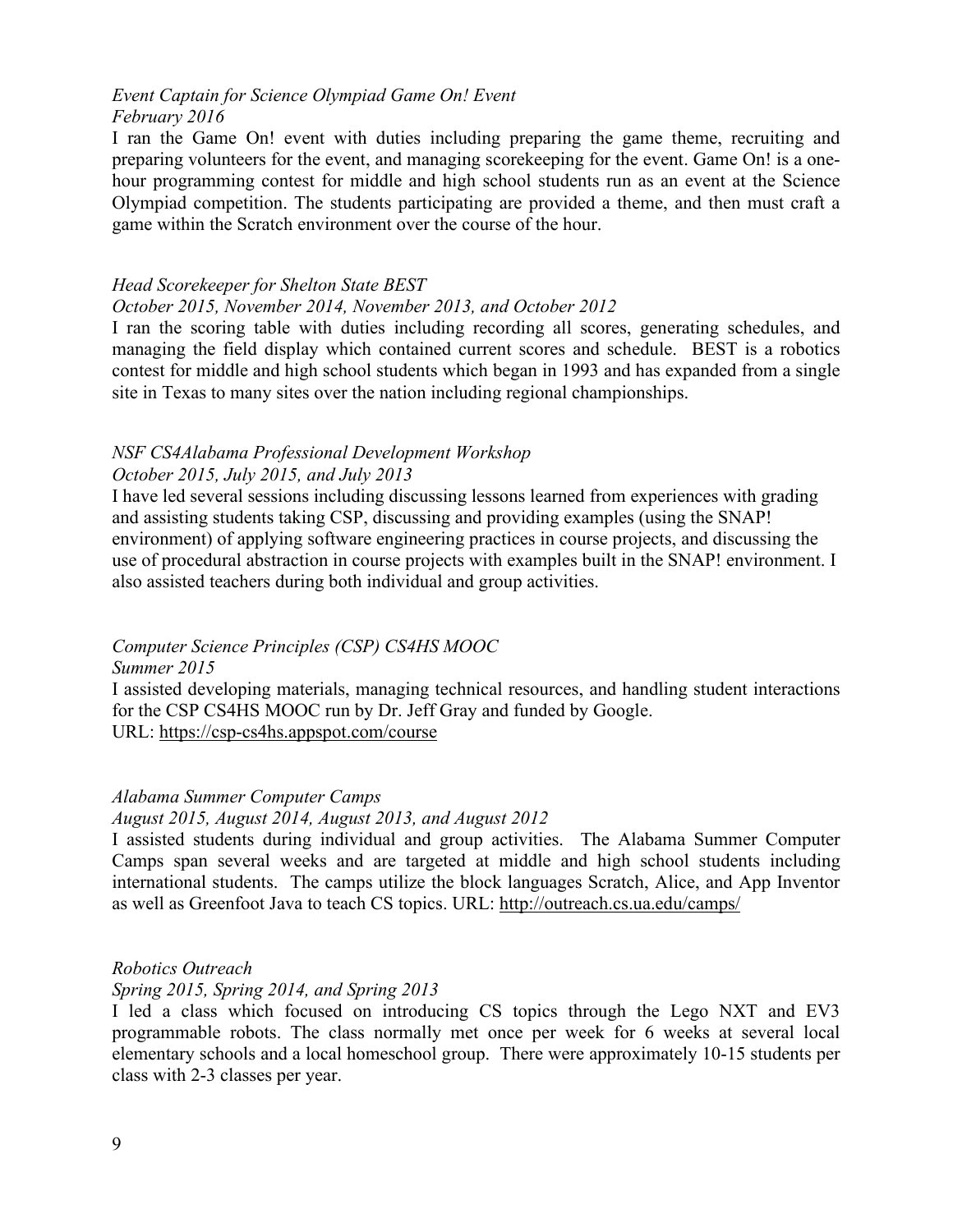*Event Captain for Science Olympiad Game On! Event*
*February 2016*

I ran the Game On! event with duties including preparing the game theme, recruiting and preparing volunteers for the event, and managing scorekeeping for the event. Game On! is a one-hour programming contest for middle and high school students run as an event at the Science Olympiad competition. The students participating are provided a theme, and then must craft a game within the Scratch environment over the course of the hour.

*Head Scorekeeper for Shelton State BEST*
*October 2015, November 2014, November 2013, and October 2012*

I ran the scoring table with duties including recording all scores, generating schedules, and managing the field display which contained current scores and schedule. BEST is a robotics contest for middle and high school students which began in 1993 and has expanded from a single site in Texas to many sites over the nation including regional championships.

*NSF CS4Alabama Professional Development Workshop*
*October 2015, July 2015, and July 2013*

I have led several sessions including discussing lessons learned from experiences with grading and assisting students taking CSP, discussing and providing examples (using the SNAP! environment) of applying software engineering practices in course projects, and discussing the use of procedural abstraction in course projects with examples built in the SNAP! environment. I also assisted teachers during both individual and group activities.

*Computer Science Principles (CSP) CS4HS MOOC*
*Summer 2015*

I assisted developing materials, managing technical resources, and handling student interactions for the CSP CS4HS MOOC run by Dr. Jeff Gray and funded by Google.
URL: https://csp-cs4hs.appspot.com/course

*Alabama Summer Computer Camps*
*August 2015, August 2014, August 2013, and August 2012*

I assisted students during individual and group activities. The Alabama Summer Computer Camps span several weeks and are targeted at middle and high school students including international students. The camps utilize the block languages Scratch, Alice, and App Inventor as well as Greenfoot Java to teach CS topics. URL: http://outreach.cs.ua.edu/camps/

*Robotics Outreach*
*Spring 2015, Spring 2014, and Spring 2013*

I led a class which focused on introducing CS topics through the Lego NXT and EV3 programmable robots. The class normally met once per week for 6 weeks at several local elementary schools and a local homeschool group. There were approximately 10-15 students per class with 2-3 classes per year.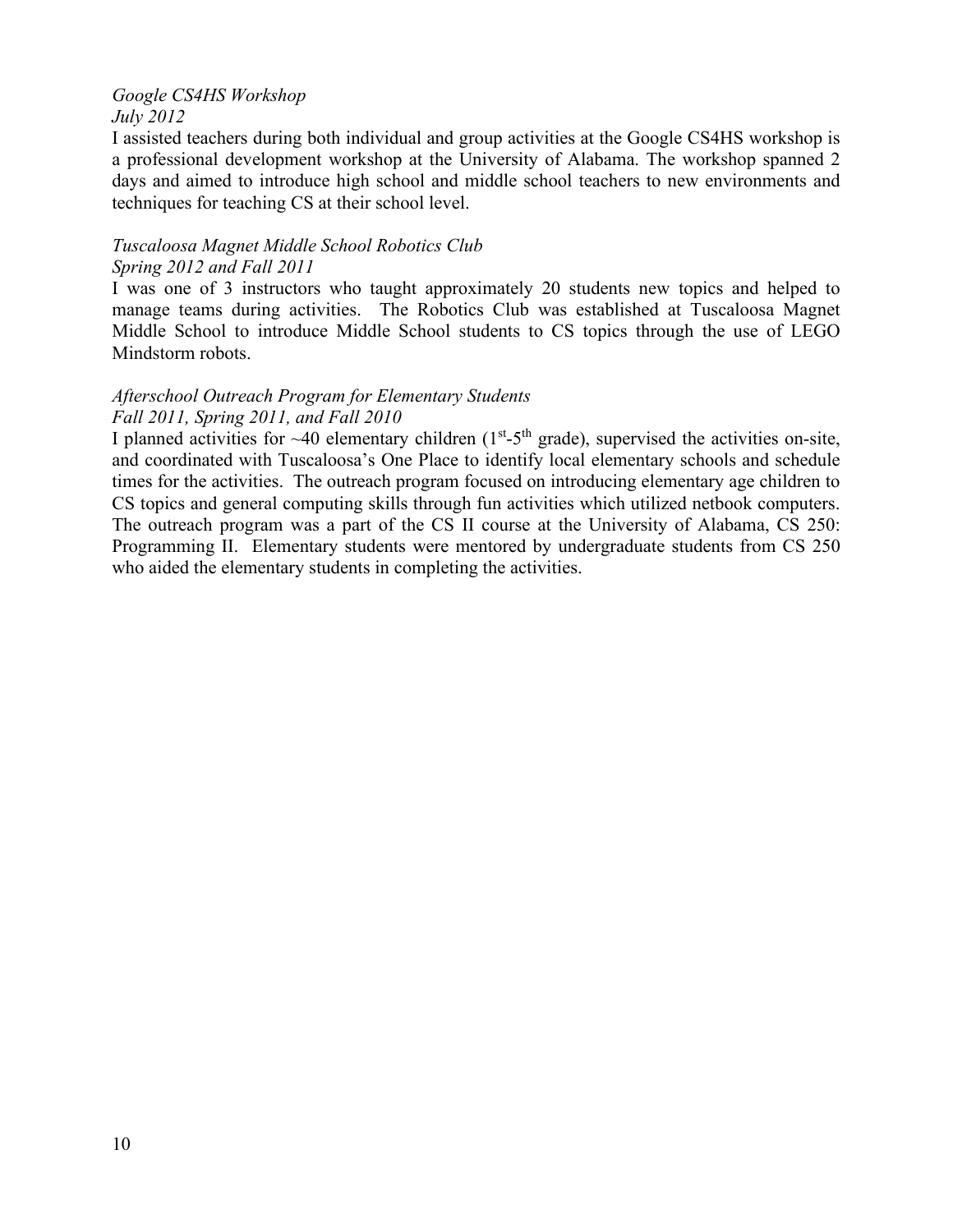*Google CS4HS Workshop*
*July 2012*

I assisted teachers during both individual and group activities at the Google CS4HS workshop is a professional development workshop at the University of Alabama. The workshop spanned 2 days and aimed to introduce high school and middle school teachers to new environments and techniques for teaching CS at their school level.

*Tuscaloosa Magnet Middle School Robotics Club*
*Spring 2012 and Fall 2011*

I was one of 3 instructors who taught approximately 20 students new topics and helped to manage teams during activities. The Robotics Club was established at Tuscaloosa Magnet Middle School to introduce Middle School students to CS topics through the use of LEGO Mindstorm robots.

*Afterschool Outreach Program for Elementary Students*
*Fall 2011, Spring 2011, and Fall 2010*

I planned activities for ~40 elementary children (1st-5th grade), supervised the activities on-site, and coordinated with Tuscaloosa's One Place to identify local elementary schools and schedule times for the activities. The outreach program focused on introducing elementary age children to CS topics and general computing skills through fun activities which utilized netbook computers. The outreach program was a part of the CS II course at the University of Alabama, CS 250: Programming II. Elementary students were mentored by undergraduate students from CS 250 who aided the elementary students in completing the activities.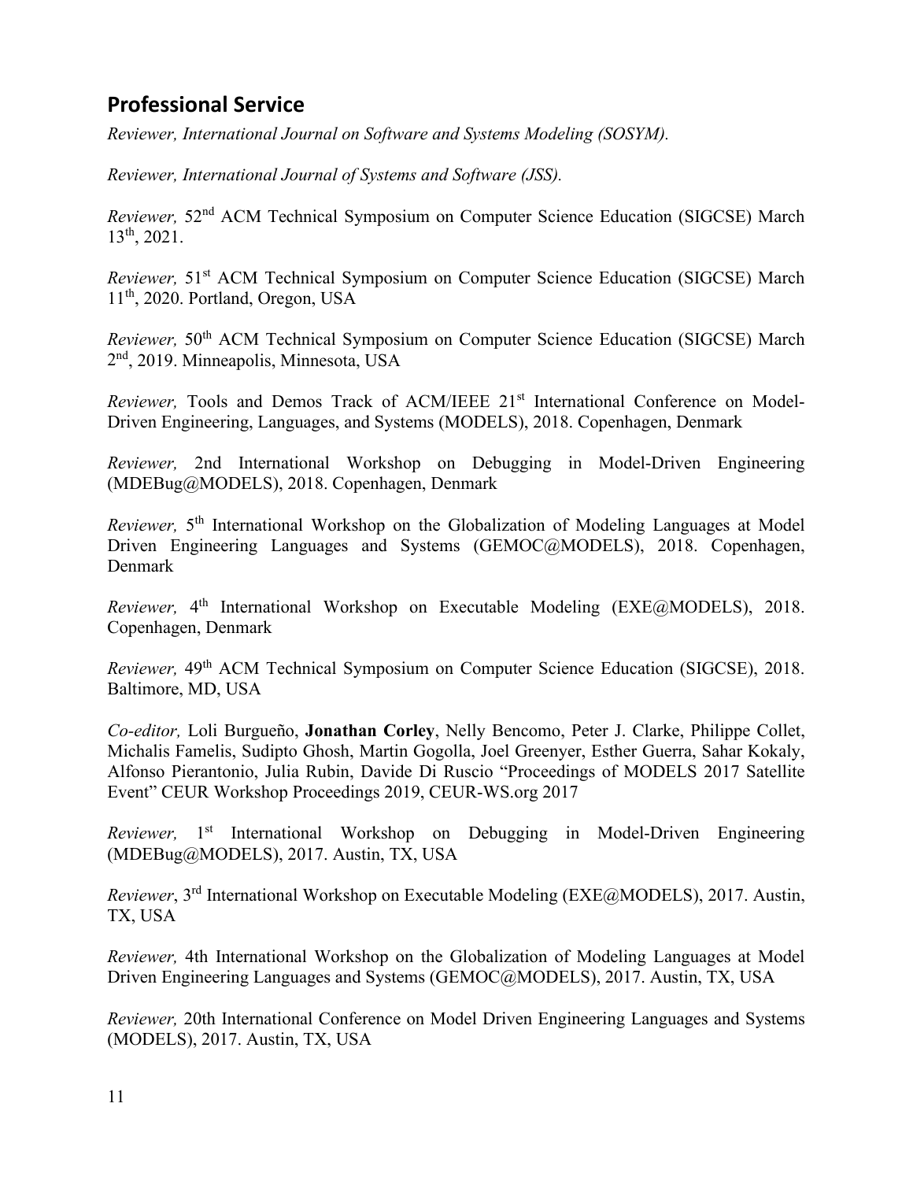## Professional Service

*Reviewer, International Journal on Software and Systems Modeling (SOSYM).*

*Reviewer, International Journal of Systems and Software (JSS).*

*Reviewer,* 52nd ACM Technical Symposium on Computer Science Education (SIGCSE) March 13th, 2021.

*Reviewer,* 51st ACM Technical Symposium on Computer Science Education (SIGCSE) March 11th, 2020. Portland, Oregon, USA

*Reviewer,* 50th ACM Technical Symposium on Computer Science Education (SIGCSE) March 2nd, 2019. Minneapolis, Minnesota, USA

*Reviewer,* Tools and Demos Track of ACM/IEEE 21st International Conference on Model-Driven Engineering, Languages, and Systems (MODELS), 2018. Copenhagen, Denmark

*Reviewer,* 2nd International Workshop on Debugging in Model-Driven Engineering (MDEBug@MODELS), 2018. Copenhagen, Denmark

*Reviewer,* 5th International Workshop on the Globalization of Modeling Languages at Model Driven Engineering Languages and Systems (GEMOC@MODELS), 2018. Copenhagen, Denmark

*Reviewer,* 4th International Workshop on Executable Modeling (EXE@MODELS), 2018. Copenhagen, Denmark

*Reviewer,* 49th ACM Technical Symposium on Computer Science Education (SIGCSE), 2018. Baltimore, MD, USA

*Co-editor,* Loli Burgueño, **Jonathan Corley**, Nelly Bencomo, Peter J. Clarke, Philippe Collet, Michalis Famelis, Sudipto Ghosh, Martin Gogolla, Joel Greenyer, Esther Guerra, Sahar Kokaly, Alfonso Pierantonio, Julia Rubin, Davide Di Ruscio "Proceedings of MODELS 2017 Satellite Event" CEUR Workshop Proceedings 2019, CEUR-WS.org 2017

*Reviewer,* 1st International Workshop on Debugging in Model-Driven Engineering (MDEBug@MODELS), 2017. Austin, TX, USA

*Reviewer*, 3rd International Workshop on Executable Modeling (EXE@MODELS), 2017. Austin, TX, USA

*Reviewer,* 4th International Workshop on the Globalization of Modeling Languages at Model Driven Engineering Languages and Systems (GEMOC@MODELS), 2017. Austin, TX, USA

*Reviewer,* 20th International Conference on Model Driven Engineering Languages and Systems (MODELS), 2017. Austin, TX, USA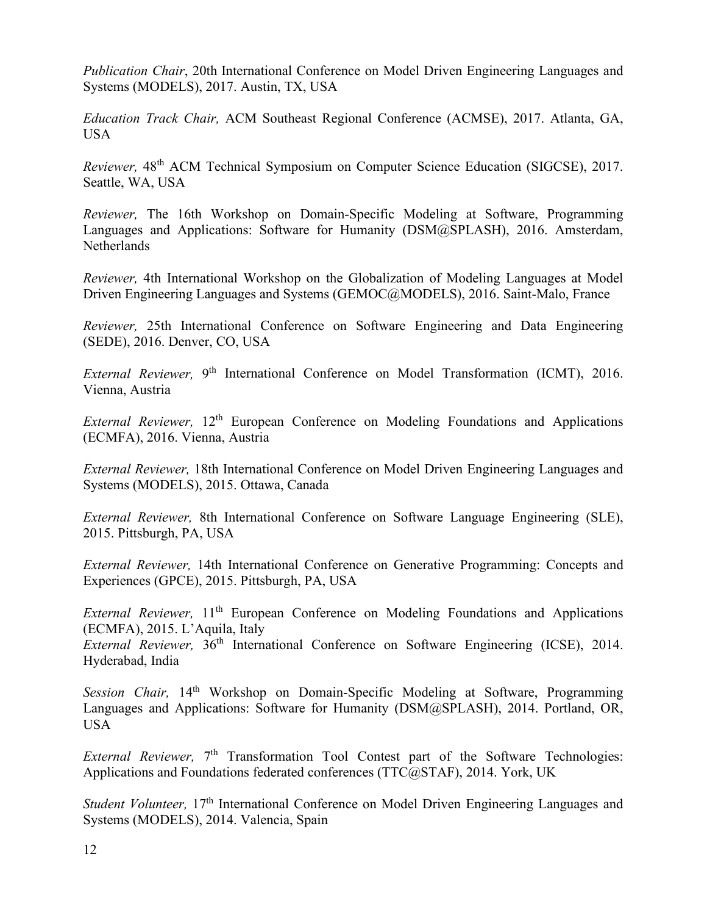*Publication Chair*, 20th International Conference on Model Driven Engineering Languages and Systems (MODELS), 2017. Austin, TX, USA

*Education Track Chair,* ACM Southeast Regional Conference (ACMSE), 2017. Atlanta, GA, USA

*Reviewer,* 48th ACM Technical Symposium on Computer Science Education (SIGCSE), 2017. Seattle, WA, USA

*Reviewer,* The 16th Workshop on Domain-Specific Modeling at Software, Programming Languages and Applications: Software for Humanity (DSM@SPLASH), 2016. Amsterdam, Netherlands

*Reviewer,* 4th International Workshop on the Globalization of Modeling Languages at Model Driven Engineering Languages and Systems (GEMOC@MODELS), 2016. Saint-Malo, France

*Reviewer,* 25th International Conference on Software Engineering and Data Engineering (SEDE), 2016. Denver, CO, USA

*External Reviewer,* 9th International Conference on Model Transformation (ICMT), 2016. Vienna, Austria

*External Reviewer,* 12th European Conference on Modeling Foundations and Applications (ECMFA), 2016. Vienna, Austria

*External Reviewer,* 18th International Conference on Model Driven Engineering Languages and Systems (MODELS), 2015. Ottawa, Canada

*External Reviewer,* 8th International Conference on Software Language Engineering (SLE), 2015. Pittsburgh, PA, USA

*External Reviewer,* 14th International Conference on Generative Programming: Concepts and Experiences (GPCE), 2015. Pittsburgh, PA, USA

*External Reviewer,* 11th European Conference on Modeling Foundations and Applications (ECMFA), 2015. L'Aquila, Italy

*External Reviewer,* 36th International Conference on Software Engineering (ICSE), 2014. Hyderabad, India

*Session Chair,* 14th Workshop on Domain-Specific Modeling at Software, Programming Languages and Applications: Software for Humanity (DSM@SPLASH), 2014. Portland, OR, USA

*External Reviewer,* 7th Transformation Tool Contest part of the Software Technologies: Applications and Foundations federated conferences (TTC@STAF), 2014. York, UK

*Student Volunteer,* 17th International Conference on Model Driven Engineering Languages and Systems (MODELS), 2014. Valencia, Spain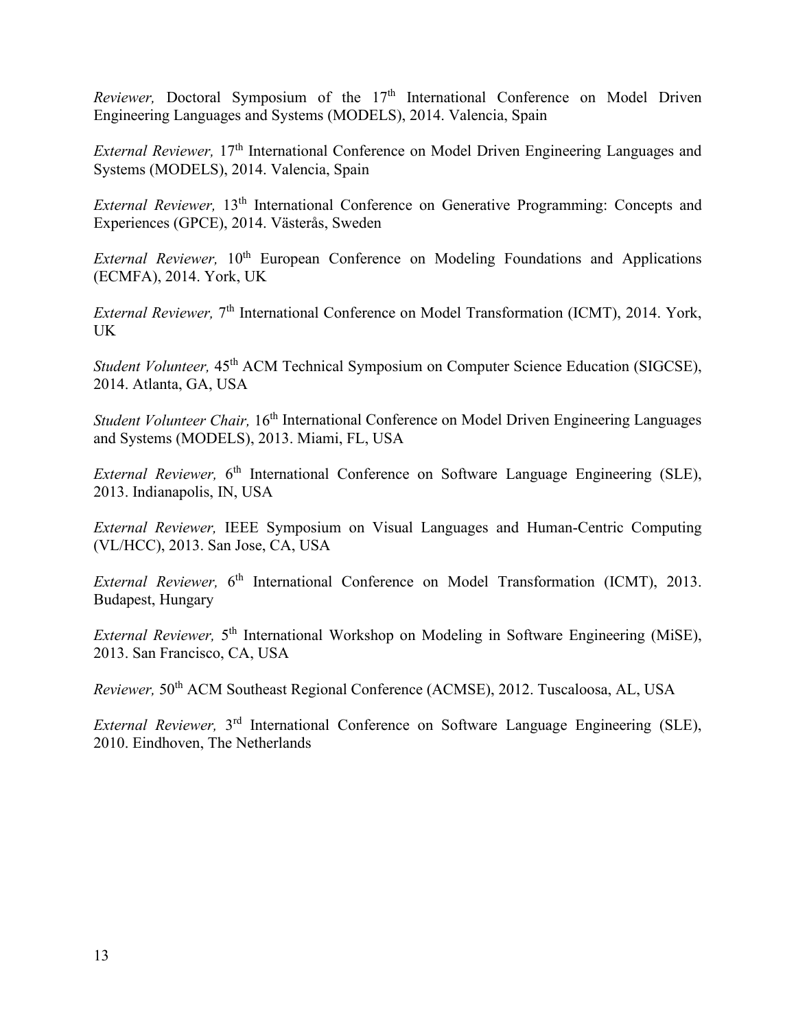*Reviewer,* Doctoral Symposium of the 17th International Conference on Model Driven Engineering Languages and Systems (MODELS), 2014. Valencia, Spain

*External Reviewer,* 17th International Conference on Model Driven Engineering Languages and Systems (MODELS), 2014. Valencia, Spain

*External Reviewer,* 13th International Conference on Generative Programming: Concepts and Experiences (GPCE), 2014. Västerås, Sweden

*External Reviewer,* 10th European Conference on Modeling Foundations and Applications (ECMFA), 2014. York, UK

*External Reviewer,* 7th International Conference on Model Transformation (ICMT), 2014. York, UK

*Student Volunteer,* 45th ACM Technical Symposium on Computer Science Education (SIGCSE), 2014. Atlanta, GA, USA

*Student Volunteer Chair,* 16th International Conference on Model Driven Engineering Languages and Systems (MODELS), 2013. Miami, FL, USA

*External Reviewer,* 6th International Conference on Software Language Engineering (SLE), 2013. Indianapolis, IN, USA

*External Reviewer,* IEEE Symposium on Visual Languages and Human-Centric Computing (VL/HCC), 2013. San Jose, CA, USA

*External Reviewer,* 6th International Conference on Model Transformation (ICMT), 2013. Budapest, Hungary

*External Reviewer,* 5th International Workshop on Modeling in Software Engineering (MiSE), 2013. San Francisco, CA, USA

*Reviewer,* 50th ACM Southeast Regional Conference (ACMSE), 2012. Tuscaloosa, AL, USA

*External Reviewer,* 3rd International Conference on Software Language Engineering (SLE), 2010. Eindhoven, The Netherlands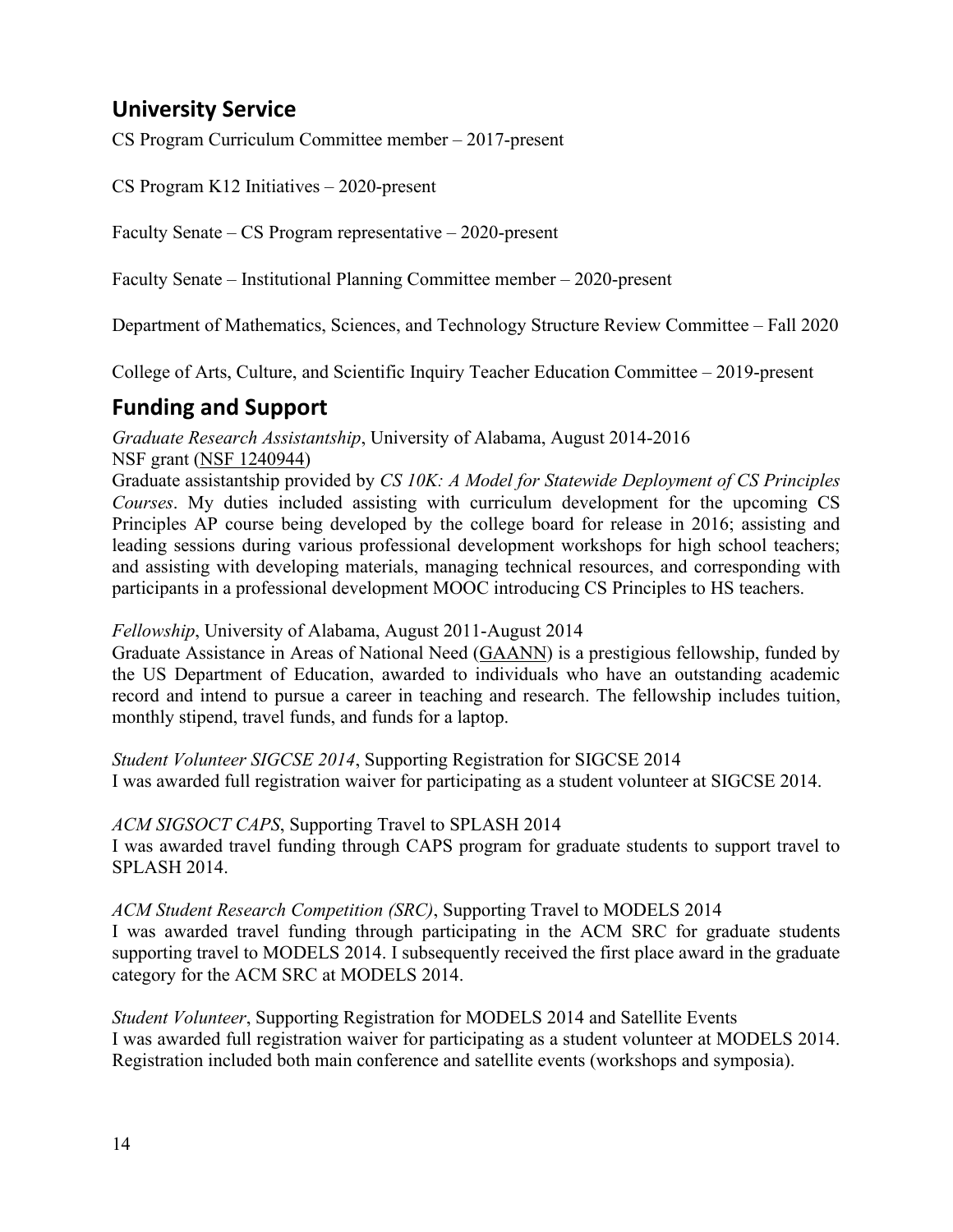## University Service

CS Program Curriculum Committee member – 2017-present

CS Program K12 Initiatives – 2020-present

Faculty Senate – CS Program representative – 2020-present

Faculty Senate – Institutional Planning Committee member – 2020-present

Department of Mathematics, Sciences, and Technology Structure Review Committee – Fall 2020

College of Arts, Culture, and Scientific Inquiry Teacher Education Committee – 2019-present

## Funding and Support

*Graduate Research Assistantship*, University of Alabama, August 2014-2016
NSF grant (NSF 1240944)
Graduate assistantship provided by *CS 10K: A Model for Statewide Deployment of CS Principles Courses*. My duties included assisting with curriculum development for the upcoming CS Principles AP course being developed by the college board for release in 2016; assisting and leading sessions during various professional development workshops for high school teachers; and assisting with developing materials, managing technical resources, and corresponding with participants in a professional development MOOC introducing CS Principles to HS teachers.

*Fellowship*, University of Alabama, August 2011-August 2014
Graduate Assistance in Areas of National Need (GAANN) is a prestigious fellowship, funded by the US Department of Education, awarded to individuals who have an outstanding academic record and intend to pursue a career in teaching and research. The fellowship includes tuition, monthly stipend, travel funds, and funds for a laptop.

*Student Volunteer SIGCSE 2014*, Supporting Registration for SIGCSE 2014
I was awarded full registration waiver for participating as a student volunteer at SIGCSE 2014.

*ACM SIGSOCT CAPS*, Supporting Travel to SPLASH 2014
I was awarded travel funding through CAPS program for graduate students to support travel to SPLASH 2014.

*ACM Student Research Competition (SRC)*, Supporting Travel to MODELS 2014
I was awarded travel funding through participating in the ACM SRC for graduate students supporting travel to MODELS 2014. I subsequently received the first place award in the graduate category for the ACM SRC at MODELS 2014.

*Student Volunteer*, Supporting Registration for MODELS 2014 and Satellite Events
I was awarded full registration waiver for participating as a student volunteer at MODELS 2014. Registration included both main conference and satellite events (workshops and symposia).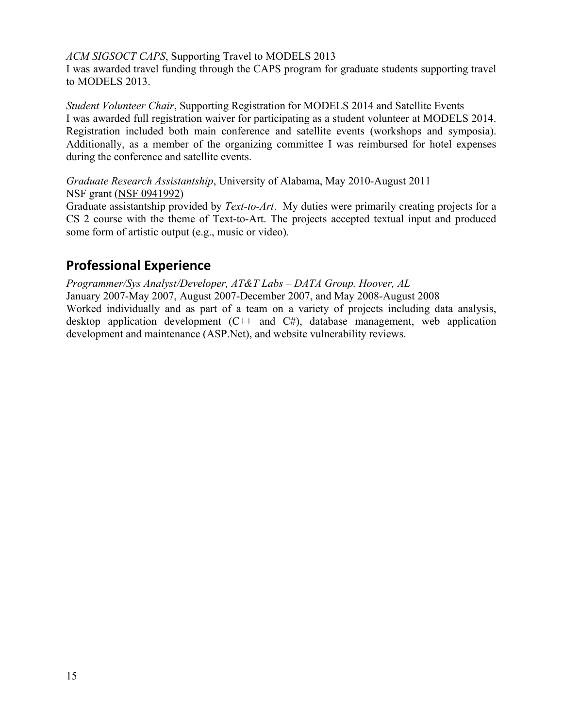*ACM SIGSOCT CAPS*, Supporting Travel to MODELS 2013
I was awarded travel funding through the CAPS program for graduate students supporting travel to MODELS 2013.

*Student Volunteer Chair*, Supporting Registration for MODELS 2014 and Satellite Events
I was awarded full registration waiver for participating as a student volunteer at MODELS 2014. Registration included both main conference and satellite events (workshops and symposia). Additionally, as a member of the organizing committee I was reimbursed for hotel expenses during the conference and satellite events.

*Graduate Research Assistantship*, University of Alabama, May 2010-August 2011
NSF grant (NSF 0941992)
Graduate assistantship provided by *Text-to-Art*. My duties were primarily creating projects for a CS 2 course with the theme of Text-to-Art. The projects accepted textual input and produced some form of artistic output (e.g., music or video).

## Professional Experience

*Programmer/Sys Analyst/Developer, AT&T Labs – DATA Group. Hoover, AL*
January 2007-May 2007, August 2007-December 2007, and May 2008-August 2008
Worked individually and as part of a team on a variety of projects including data analysis, desktop application development (C++ and C#), database management, web application development and maintenance (ASP.Net), and website vulnerability reviews.